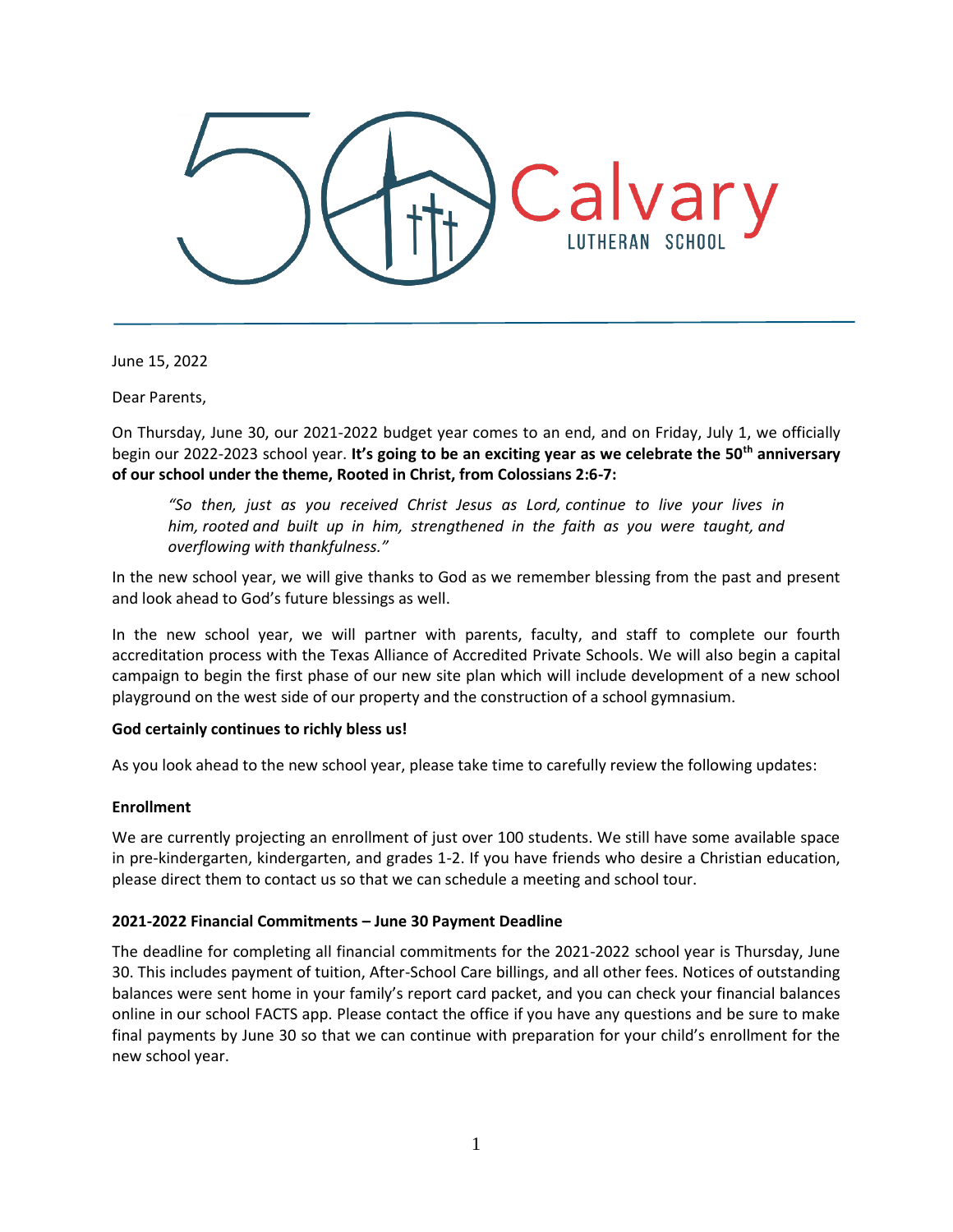Calvary Lutheran School

June 15, 2022

Dear Parents,

On Thursday, June 30, our 2021-2022 budget year comes to an end, and on Friday, July 1, we officially begin our 2022-2023 school year. **It's going to be an exciting year as we celebrate the 50th anniversary of our school under the theme, Rooted in Christ, from Colossians 2:6-7:**

> *"So then, just as you received Christ Jesus as Lord, continue to live your lives in him, rooted and built up in him, strengthened in the faith as you were taught, and overflowing with thankfulness."*

In the new school year, we will give thanks to God as we remember blessing from the past and present and look ahead to God's future blessings as well.

In the new school year, we will partner with parents, faculty, and staff to complete our fourth accreditation process with the Texas Alliance of Accredited Private Schools. We will also begin a capital campaign to begin the first phase of our new site plan which will include development of a new school playground on the west side of our property and the construction of a school gymnasium.

**God certainly continues to richly bless us!**

As you look ahead to the new school year, please take time to carefully review the following updates:

**Enrollment**

We are currently projecting an enrollment of just over 100 students. We still have some available space in pre-kindergarten, kindergarten, and grades 1-2. If you have friends who desire a Christian education, please direct them to contact us so that we can schedule a meeting and school tour.

**2021-2022 Financial Commitments – June 30 Payment Deadline**

The deadline for completing all financial commitments for the 2021-2022 school year is Thursday, June 30. This includes payment of tuition, After-School Care billings, and all other fees. Notices of outstanding balances were sent home in your family's report card packet, and you can check your financial balances online in our school FACTS app. Please contact the office if you have any questions and be sure to make final payments by June 30 so that we can continue with preparation for your child's enrollment for the new school year.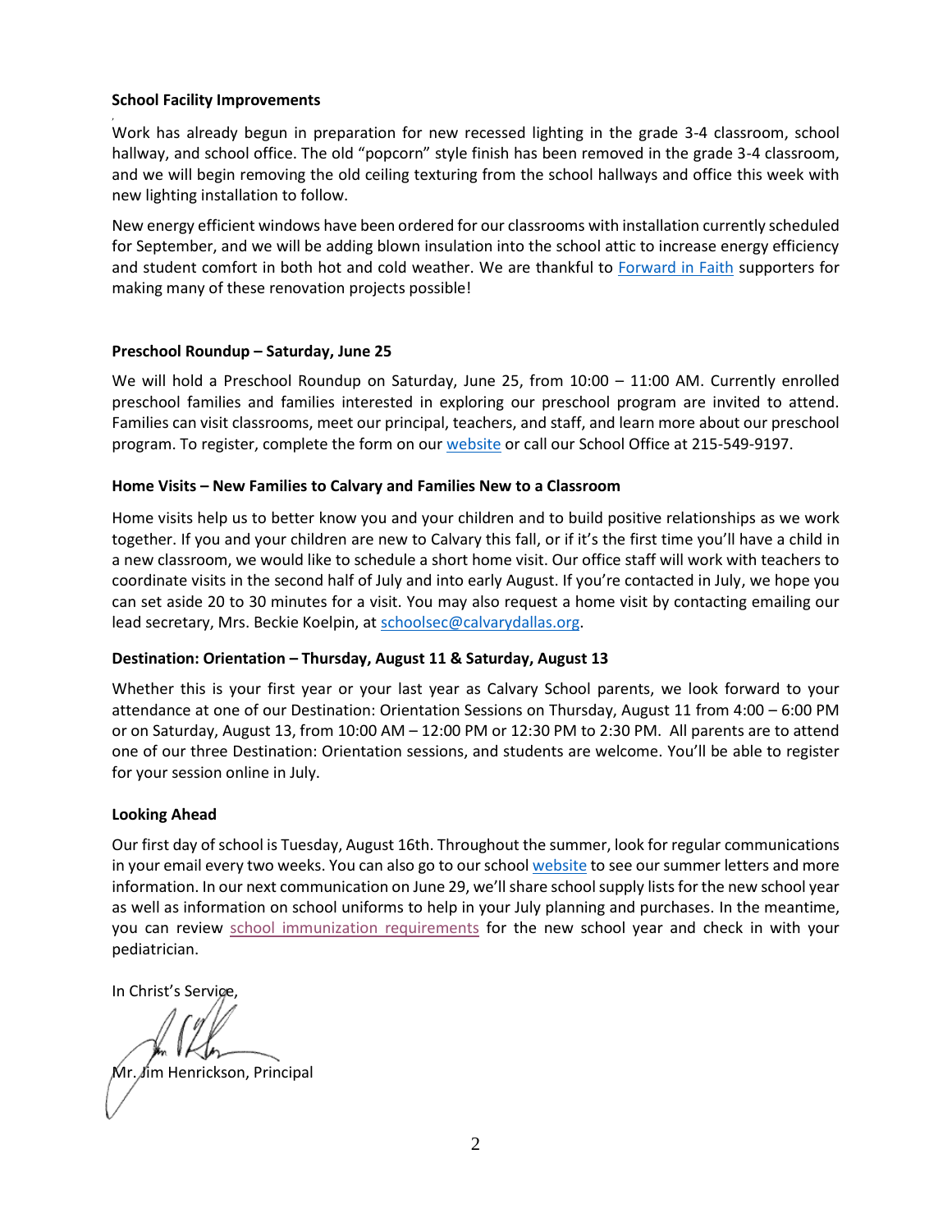**School Facility Improvements**

Work has already begun in preparation for new recessed lighting in the grade 3-4 classroom, school hallway, and school office. The old "popcorn" style finish has been removed in the grade 3-4 classroom, and we will begin removing the old ceiling texturing from the school hallways and office this week with new lighting installation to follow.

New energy efficient windows have been ordered for our classrooms with installation currently scheduled for September, and we will be adding blown insulation into the school attic to increase energy efficiency and student comfort in both hot and cold weather. We are thankful to Forward in Faith supporters for making many of these renovation projects possible!

**Preschool Roundup – Saturday, June 25**

We will hold a Preschool Roundup on Saturday, June 25, from 10:00 – 11:00 AM. Currently enrolled preschool families and families interested in exploring our preschool program are invited to attend. Families can visit classrooms, meet our principal, teachers, and staff, and learn more about our preschool program. To register, complete the form on our website or call our School Office at 215-549-9197.

**Home Visits – New Families to Calvary and Families New to a Classroom**

Home visits help us to better know you and your children and to build positive relationships as we work together. If you and your children are new to Calvary this fall, or if it's the first time you'll have a child in a new classroom, we would like to schedule a short home visit. Our office staff will work with teachers to coordinate visits in the second half of July and into early August. If you're contacted in July, we hope you can set aside 20 to 30 minutes for a visit. You may also request a home visit by contacting emailing our lead secretary, Mrs. Beckie Koelpin, at schoolsec@calvarydallas.org.

**Destination: Orientation – Thursday, August 11 & Saturday, August 13**

Whether this is your first year or your last year as Calvary School parents, we look forward to your attendance at one of our Destination: Orientation Sessions on Thursday, August 11 from 4:00 – 6:00 PM or on Saturday, August 13, from 10:00 AM – 12:00 PM or 12:30 PM to 2:30 PM. All parents are to attend one of our three Destination: Orientation sessions, and students are welcome. You'll be able to register for your session online in July.

**Looking Ahead**

Our first day of school is Tuesday, August 16th. Throughout the summer, look for regular communications in your email every two weeks. You can also go to our school website to see our summer letters and more information. In our next communication on June 29, we'll share school supply lists for the new school year as well as information on school uniforms to help in your July planning and purchases. In the meantime, you can review school immunization requirements for the new school year and check in with your pediatrician.

In Christ's Service,

Mr. Jim Henrickson, Principal